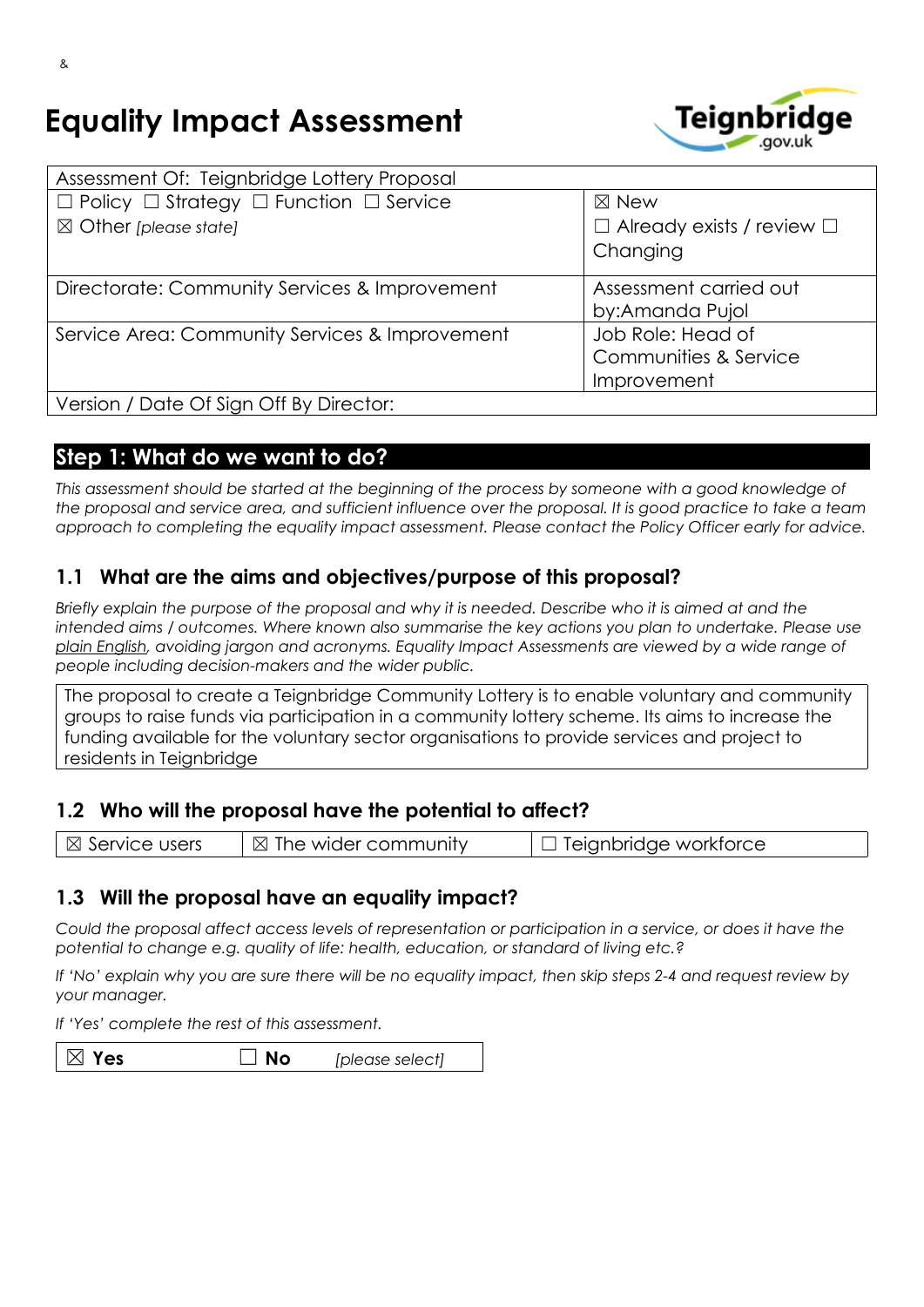&

# Equality Impact Assessment

| Assessment Of: Teignbridge Lottery Proposal | |
|---|---|
| ☐ Policy ☐ Strategy ☐ Function ☐ Service<br>☒ Other *[please state]* | ☒ New<br>☐ Already exists / review ☐ Changing |
| Directorate: Community Services & Improvement | Assessment carried out by:Amanda Pujol |
| Service Area: Community Services & Improvement | Job Role: Head of Communities & Service Improvement |
| Version / Date Of Sign Off By Director: | |

## Step 1: What do we want to do?

*This assessment should be started at the beginning of the process by someone with a good knowledge of the proposal and service area, and sufficient influence over the proposal. It is good practice to take a team approach to completing the equality impact assessment. Please contact the Policy Officer early for advice.*

### 1.1 What are the aims and objectives/purpose of this proposal?

*Briefly explain the purpose of the proposal and why it is needed. Describe who it is aimed at and the intended aims / outcomes. Where known also summarise the key actions you plan to undertake. Please use plain English, avoiding jargon and acronyms. Equality Impact Assessments are viewed by a wide range of people including decision-makers and the wider public.*

| The proposal to create a Teignbridge Community Lottery is to enable voluntary and community groups to raise funds via participation in a community lottery scheme. Its aims to increase the funding available for the voluntary sector organisations to provide services and project to residents in Teignbridge |
|---|

### 1.2 Who will the proposal have the potential to affect?

| ☒ Service users | ☒ The wider community | ☐ Teignbridge workforce |
|---|---|---|

### 1.3 Will the proposal have an equality impact?

*Could the proposal affect access levels of representation or participation in a service, or does it have the potential to change e.g. quality of life: health, education, or standard of living etc.?*

*If 'No' explain why you are sure there will be no equality impact, then skip steps 2-4 and request review by your manager.*

*If 'Yes' complete the rest of this assessment.*

| ☒ **Yes** | ☐ **No** | *[please select]* |
|---|---|---|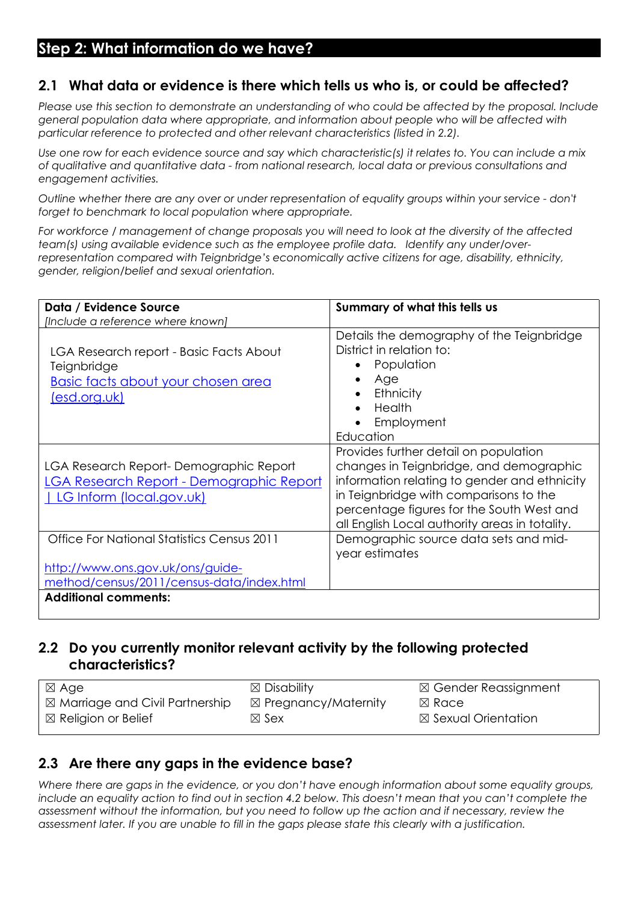## Step 2: What information do we have?

### 2.1 What data or evidence is there which tells us who is, or could be affected?

*Please use this section to demonstrate an understanding of who could be affected by the proposal. Include general population data where appropriate, and information about people who will be affected with particular reference to protected and other relevant characteristics (listed in 2.2).*

*Use one row for each evidence source and say which characteristic(s) it relates to. You can include a mix of qualitative and quantitative data - from national research, local data or previous consultations and engagement activities.*

*Outline whether there are any over or under representation of equality groups within your service - don't forget to benchmark to local population where appropriate.*

*For workforce / management of change proposals you will need to look at the diversity of the affected team(s) using available evidence such as the employee profile data. Identify any under/over-representation compared with Teignbridge's economically active citizens for age, disability, ethnicity, gender, religion/belief and sexual orientation.*

| **Data / Evidence Source** *[Include a reference where known]* | **Summary of what this tells us** |
|---|---|
| LGA Research report - Basic Facts About Teignbridge [Basic facts about your chosen area (esd.org.uk)] | Details the demography of the Teignbridge District in relation to: <br>• Population <br>• Age <br>• Ethnicity <br>• Health <br>• Employment <br>Education |
| LGA Research Report- Demographic Report [LGA Research Report - Demographic Report \| LG Inform (local.gov.uk)] | Provides further detail on population changes in Teignbridge, and demographic information relating to gender and ethnicity in Teignbridge with comparisons to the percentage figures for the South West and all English Local authority areas in totality. |
| Office For National Statistics Census 2011 <br>http://www.ons.gov.uk/ons/guide-method/census/2011/census-data/index.html | Demographic source data sets and mid-year estimates |
| **Additional comments:** | |

### 2.2 Do you currently monitor relevant activity by the following protected characteristics?

| | | |
|---|---|---|
| ☒ Age | ☒ Disability | ☒ Gender Reassignment |
| ☒ Marriage and Civil Partnership | ☒ Pregnancy/Maternity | ☒ Race |
| ☒ Religion or Belief | ☒ Sex | ☒ Sexual Orientation |

### 2.3 Are there any gaps in the evidence base?

*Where there are gaps in the evidence, or you don't have enough information about some equality groups, include an equality action to find out in section 4.2 below. This doesn't mean that you can't complete the assessment without the information, but you need to follow up the action and if necessary, review the assessment later. If you are unable to fill in the gaps please state this clearly with a justification.*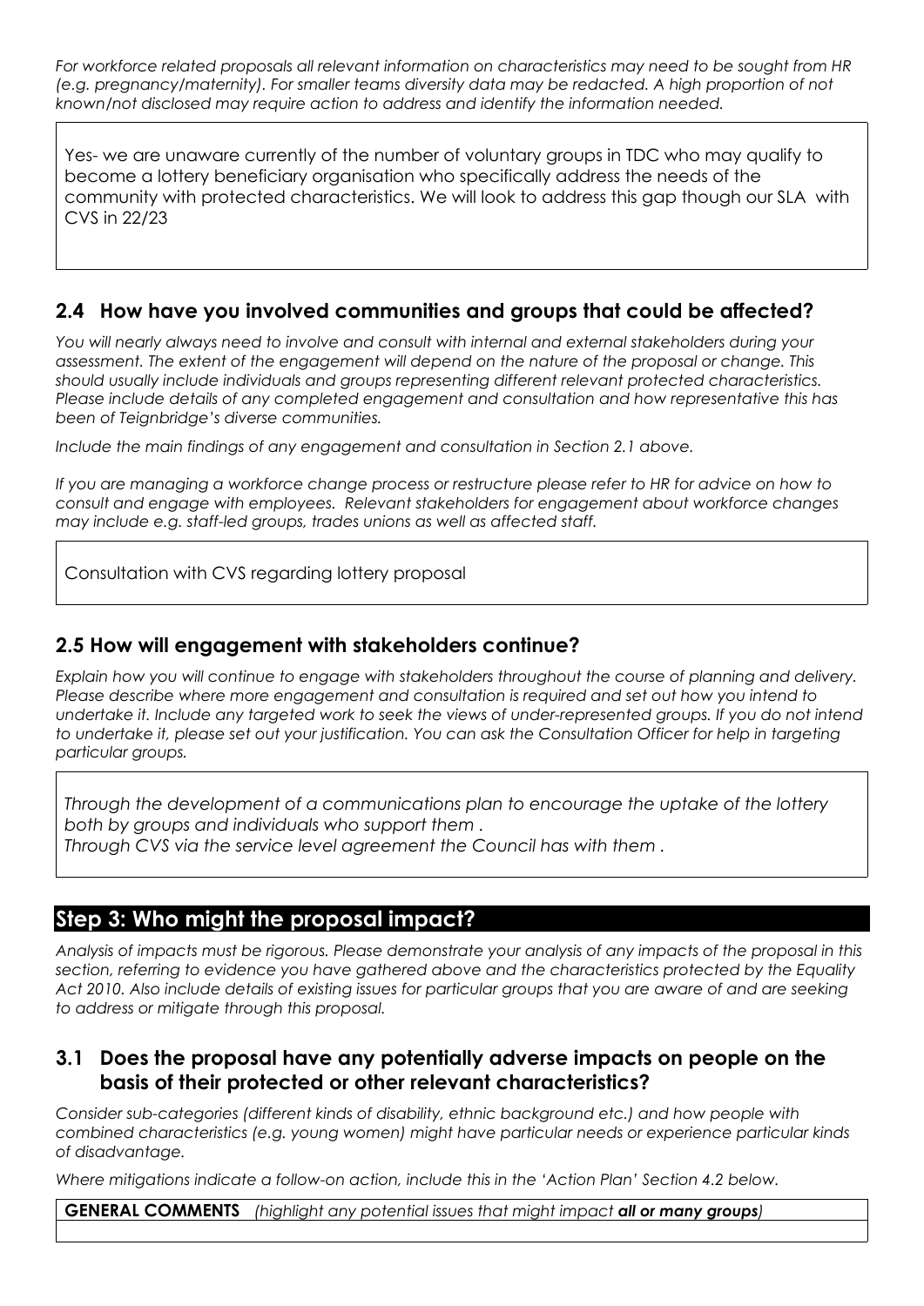*For workforce related proposals all relevant information on characteristics may need to be sought from HR (e.g. pregnancy/maternity). For smaller teams diversity data may be redacted. A high proportion of not known/not disclosed may require action to address and identify the information needed.*

Yes- we are unaware currently of the number of voluntary groups in TDC who may qualify to become a lottery beneficiary organisation who specifically address the needs of the community with protected characteristics. We will look to address this gap though our SLA with CVS in 22/23

## 2.4 How have you involved communities and groups that could be affected?

*You will nearly always need to involve and consult with internal and external stakeholders during your assessment. The extent of the engagement will depend on the nature of the proposal or change. This should usually include individuals and groups representing different relevant protected characteristics. Please include details of any completed engagement and consultation and how representative this has been of Teignbridge's diverse communities.*

*Include the main findings of any engagement and consultation in Section 2.1 above.*

*If you are managing a workforce change process or restructure please refer to HR for advice on how to consult and engage with employees. Relevant stakeholders for engagement about workforce changes may include e.g. staff-led groups, trades unions as well as affected staff.*

Consultation with CVS regarding lottery proposal

## 2.5 How will engagement with stakeholders continue?

*Explain how you will continue to engage with stakeholders throughout the course of planning and delivery. Please describe where more engagement and consultation is required and set out how you intend to undertake it. Include any targeted work to seek the views of under-represented groups. If you do not intend to undertake it, please set out your justification. You can ask the Consultation Officer for help in targeting particular groups.*

*Through the development of a communications plan to encourage the uptake of the lottery both by groups and individuals who support them .*
*Through CVS via the service level agreement the Council has with them .*

# Step 3: Who might the proposal impact?

*Analysis of impacts must be rigorous. Please demonstrate your analysis of any impacts of the proposal in this section, referring to evidence you have gathered above and the characteristics protected by the Equality Act 2010. Also include details of existing issues for particular groups that you are aware of and are seeking to address or mitigate through this proposal.*

## 3.1 Does the proposal have any potentially adverse impacts on people on the basis of their protected or other relevant characteristics?

*Consider sub-categories (different kinds of disability, ethnic background etc.) and how people with combined characteristics (e.g. young women) might have particular needs or experience particular kinds of disadvantage.*

*Where mitigations indicate a follow-on action, include this in the 'Action Plan' Section 4.2 below.*

| **GENERAL COMMENTS** *(highlight any potential issues that might impact **all or many groups**)* |
| --- |
| |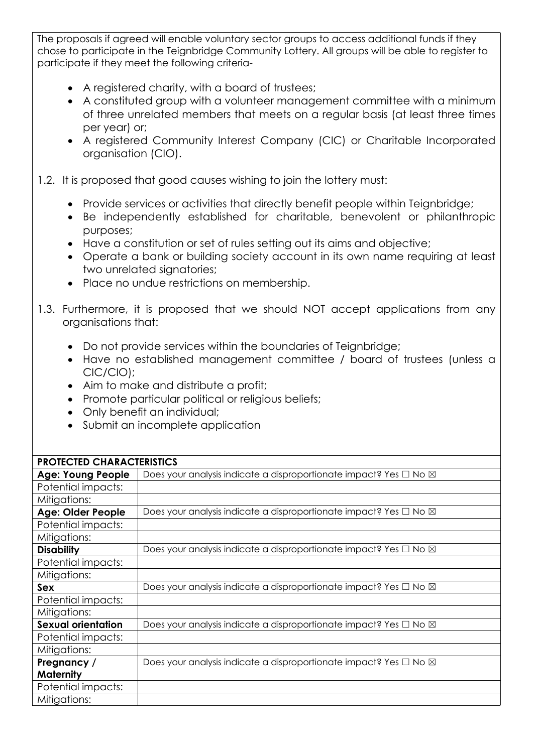The proposals if agreed will enable voluntary sector groups to access additional funds if they chose to participate in the Teignbridge Community Lottery. All groups will be able to register to participate if they meet the following criteria-

- A registered charity, with a board of trustees;
- A constituted group with a volunteer management committee with a minimum of three unrelated members that meets on a regular basis (at least three times per year) or;
- A registered Community Interest Company (CIC) or Charitable Incorporated organisation (CIO).

1.2. It is proposed that good causes wishing to join the lottery must:

- Provide services or activities that directly benefit people within Teignbridge;
- Be independently established for charitable, benevolent or philanthropic purposes;
- Have a constitution or set of rules setting out its aims and objective;
- Operate a bank or building society account in its own name requiring at least two unrelated signatories;
- Place no undue restrictions on membership.

1.3. Furthermore, it is proposed that we should NOT accept applications from any organisations that:

- Do not provide services within the boundaries of Teignbridge;
- Have no established management committee / board of trustees (unless a CIC/CIO);
- Aim to make and distribute a profit;
- Promote particular political or religious beliefs;
- Only benefit an individual;
- Submit an incomplete application

| **PROTECTED CHARACTERISTICS** | |
|---|---|
| **Age: Young People** | Does your analysis indicate a disproportionate impact? Yes ☐ No ☒ |
| Potential impacts: | |
| Mitigations: | |
| **Age: Older People** | Does your analysis indicate a disproportionate impact? Yes ☐ No ☒ |
| Potential impacts: | |
| Mitigations: | |
| **Disability** | Does your analysis indicate a disproportionate impact? Yes ☐ No ☒ |
| Potential impacts: | |
| Mitigations: | |
| **Sex** | Does your analysis indicate a disproportionate impact? Yes ☐ No ☒ |
| Potential impacts: | |
| Mitigations: | |
| **Sexual orientation** | Does your analysis indicate a disproportionate impact? Yes ☐ No ☒ |
| Potential impacts: | |
| Mitigations: | |
| **Pregnancy / Maternity** | Does your analysis indicate a disproportionate impact? Yes ☐ No ☒ |
| Potential impacts: | |
| Mitigations: | |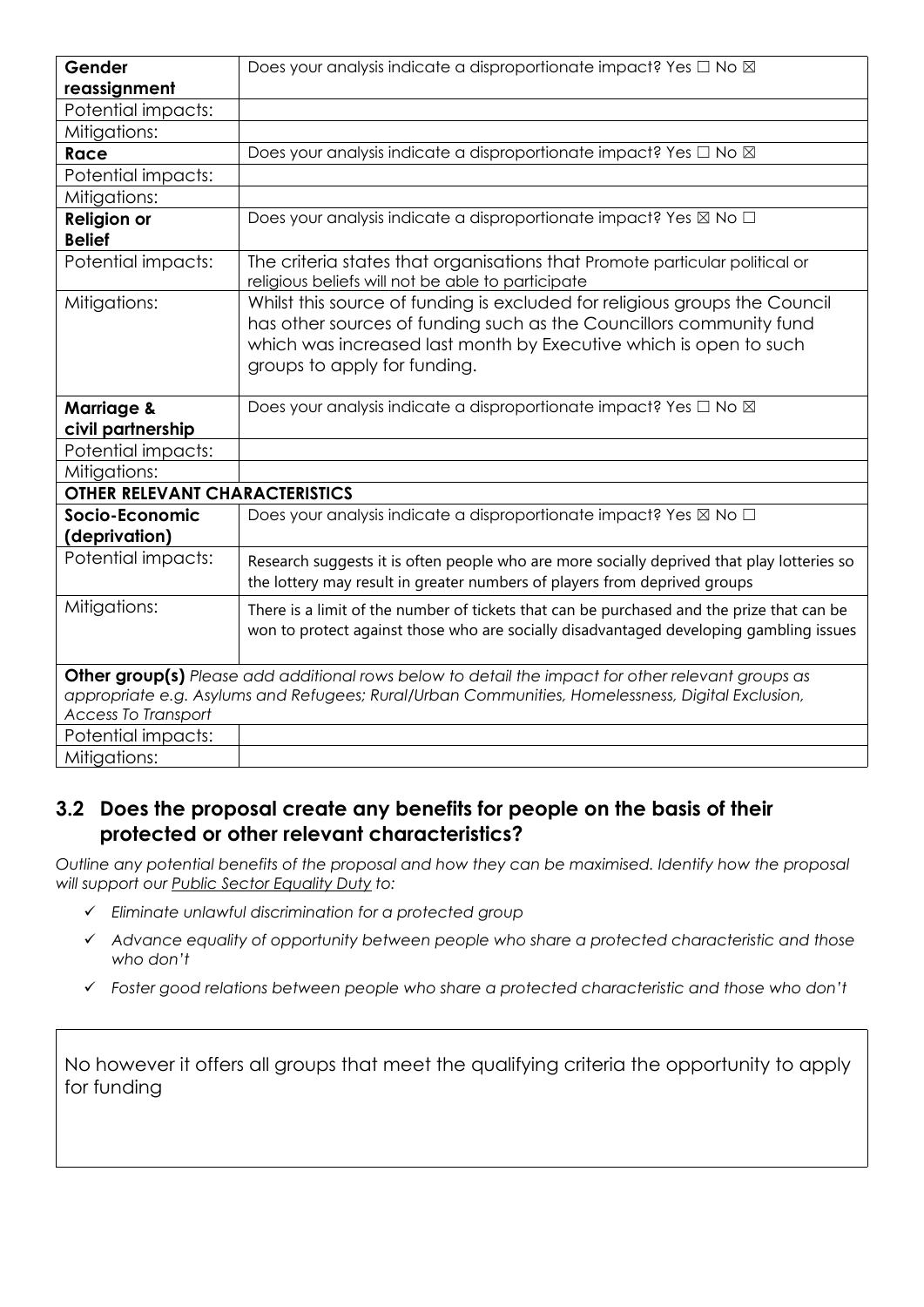| | |
|---|---|
| **Gender reassignment** | Does your analysis indicate a disproportionate impact? Yes ☐ No ☒ |
| Potential impacts: | |
| Mitigations: | |
| **Race** | Does your analysis indicate a disproportionate impact? Yes ☐ No ☒ |
| Potential impacts: | |
| Mitigations: | |
| **Religion or Belief** | Does your analysis indicate a disproportionate impact? Yes ☒ No ☐ |
| Potential impacts: | The criteria states that organisations that Promote particular political or religious beliefs will not be able to participate |
| Mitigations: | Whilst this source of funding is excluded for religious groups the Council has other sources of funding such as the Councillors community fund which was increased last month by Executive which is open to such groups to apply for funding. |
| **Marriage & civil partnership** | Does your analysis indicate a disproportionate impact? Yes ☐ No ☒ |
| Potential impacts: | |
| Mitigations: | |
| **OTHER RELEVANT CHARACTERISTICS** | |
| **Socio-Economic (deprivation)** | Does your analysis indicate a disproportionate impact? Yes ☒ No ☐ |
| Potential impacts: | Research suggests it is often people who are more socially deprived that play lotteries so the lottery may result in greater numbers of players from deprived groups |
| Mitigations: | There is a limit of the number of tickets that can be purchased and the prize that can be won to protect against those who are socially disadvantaged developing gambling issues |
| **Other group(s)** *Please add additional rows below to detail the impact for other relevant groups as appropriate e.g. Asylums and Refugees; Rural/Urban Communities, Homelessness, Digital Exclusion, Access To Transport* | |
| Potential impacts: | |
| Mitigations: | |

## 3.2 Does the proposal create any benefits for people on the basis of their protected or other relevant characteristics?

*Outline any potential benefits of the proposal and how they can be maximised. Identify how the proposal will support our Public Sector Equality Duty to:*

- ✓ *Eliminate unlawful discrimination for a protected group*
- ✓ *Advance equality of opportunity between people who share a protected characteristic and those who don't*
- ✓ *Foster good relations between people who share a protected characteristic and those who don't*

No however it offers all groups that meet the qualifying criteria the opportunity to apply for funding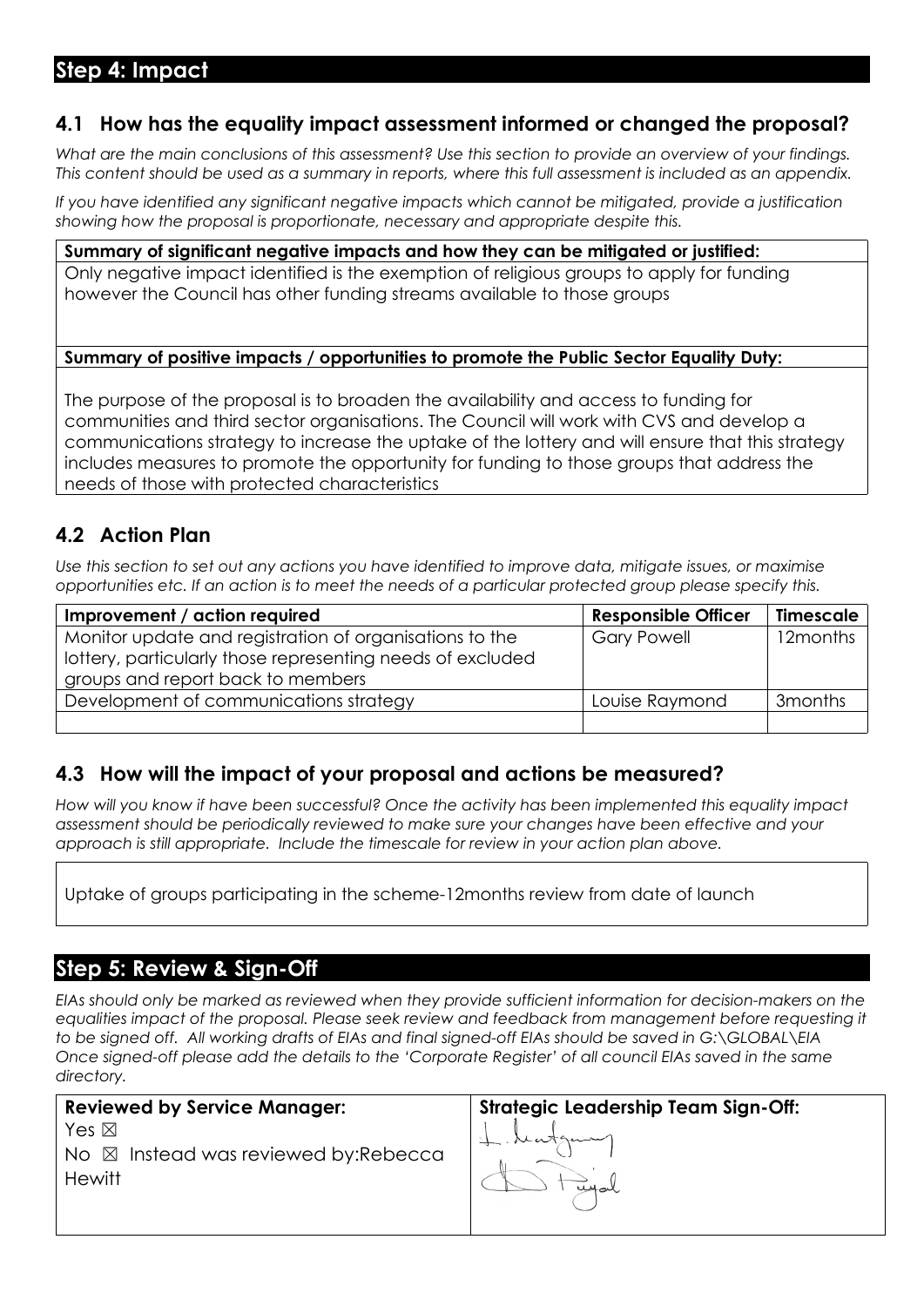## Step 4: Impact

### 4.1 How has the equality impact assessment informed or changed the proposal?

*What are the main conclusions of this assessment? Use this section to provide an overview of your findings. This content should be used as a summary in reports, where this full assessment is included as an appendix.*

*If you have identified any significant negative impacts which cannot be mitigated, provide a justification showing how the proposal is proportionate, necessary and appropriate despite this.*

| **Summary of significant negative impacts and how they can be mitigated or justified:** |
|---|
| Only negative impact identified is the exemption of religious groups to apply for funding however the Council has other funding streams available to those groups |
| **Summary of positive impacts / opportunities to promote the Public Sector Equality Duty:** |
| The purpose of the proposal is to broaden the availability and access to funding for communities and third sector organisations. The Council will work with CVS and develop a communications strategy to increase the uptake of the lottery and will ensure that this strategy includes measures to promote the opportunity for funding to those groups that address the needs of those with protected characteristics |

### 4.2 Action Plan

*Use this section to set out any actions you have identified to improve data, mitigate issues, or maximise opportunities etc. If an action is to meet the needs of a particular protected group please specify this.*

| Improvement / action required | Responsible Officer | Timescale |
|---|---|---|
| Monitor update and registration of organisations to the lottery, particularly those representing needs of excluded groups and report back to members | Gary Powell | 12months |
| Development of communications strategy | Louise Raymond | 3months |
| | | |

### 4.3 How will the impact of your proposal and actions be measured?

*How will you know if have been successful? Once the activity has been implemented this equality impact assessment should be periodically reviewed to make sure your changes have been effective and your approach is still appropriate. Include the timescale for review in your action plan above.*

Uptake of groups participating in the scheme-12months review from date of launch

## Step 5: Review & Sign-Off

*EIAs should only be marked as reviewed when they provide sufficient information for decision-makers on the equalities impact of the proposal. Please seek review and feedback from management before requesting it to be signed off. All working drafts of EIAs and final signed-off EIAs should be saved in G:\GLOBAL\EIA Once signed-off please add the details to the 'Corporate Register' of all council EIAs saved in the same directory.*

| **Reviewed by Service Manager:** | **Strategic Leadership Team Sign-Off:** |
|---|---|
| Yes ☒<br>No ☒ Instead was reviewed by:Rebecca Hewitt | [signatures] |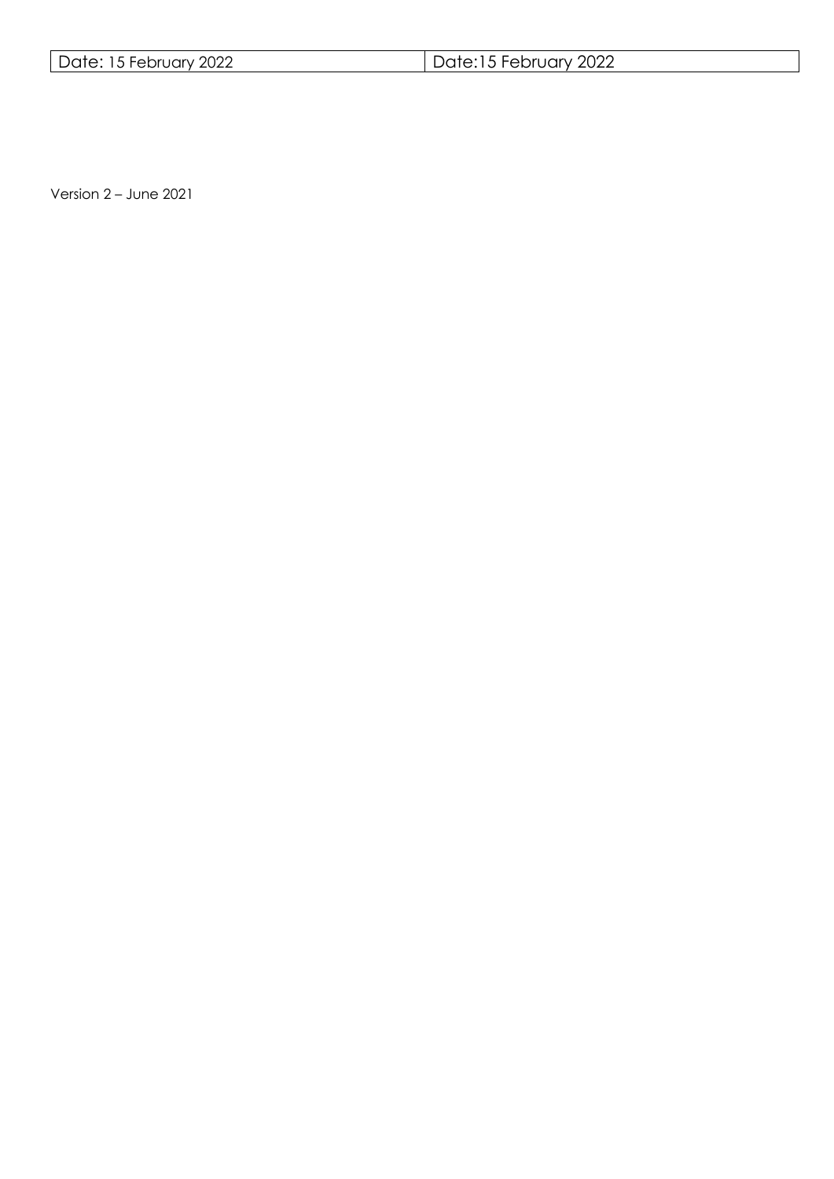| | |
|---|---|
| Date: 15 February 2022 | Date:15 February 2022 |

Version 2 – June 2021